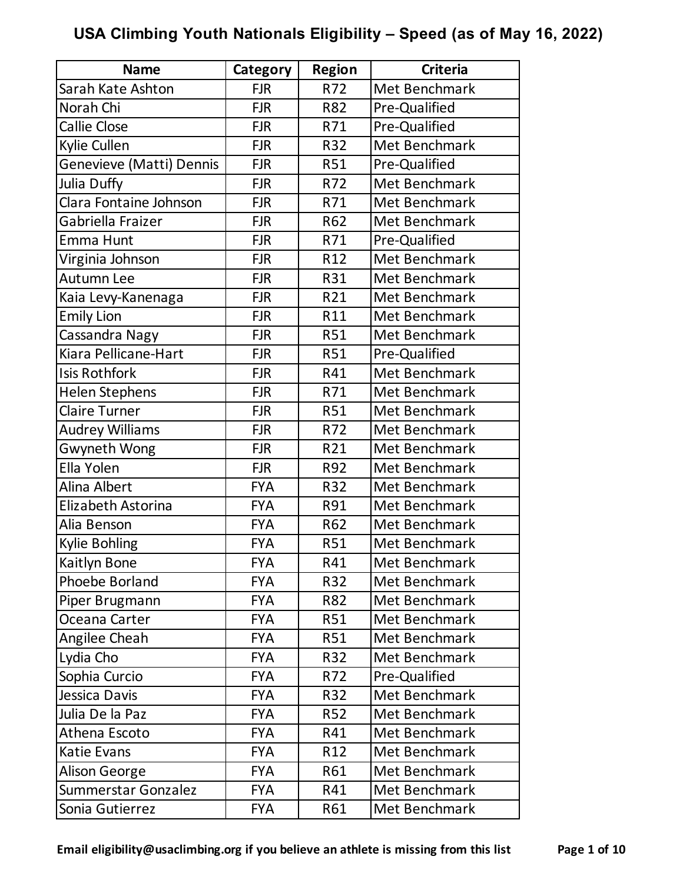# USA Climbing Youth Nationals Eligibility – Speed (as of May 16, 2022)

| Name | Category | Region | Criteria |
|---|---|---|---|
| Sarah Kate Ashton | FJR | R72 | Met Benchmark |
| Norah Chi | FJR | R82 | Pre-Qualified |
| Callie Close | FJR | R71 | Pre-Qualified |
| Kylie Cullen | FJR | R32 | Met Benchmark |
| Genevieve (Matti) Dennis | FJR | R51 | Pre-Qualified |
| Julia Duffy | FJR | R72 | Met Benchmark |
| Clara Fontaine Johnson | FJR | R71 | Met Benchmark |
| Gabriella Fraizer | FJR | R62 | Met Benchmark |
| Emma Hunt | FJR | R71 | Pre-Qualified |
| Virginia Johnson | FJR | R12 | Met Benchmark |
| Autumn Lee | FJR | R31 | Met Benchmark |
| Kaia Levy-Kanenaga | FJR | R21 | Met Benchmark |
| Emily Lion | FJR | R11 | Met Benchmark |
| Cassandra Nagy | FJR | R51 | Met Benchmark |
| Kiara Pellicane-Hart | FJR | R51 | Pre-Qualified |
| Isis Rothfork | FJR | R41 | Met Benchmark |
| Helen Stephens | FJR | R71 | Met Benchmark |
| Claire Turner | FJR | R51 | Met Benchmark |
| Audrey Williams | FJR | R72 | Met Benchmark |
| Gwyneth Wong | FJR | R21 | Met Benchmark |
| Ella Yolen | FJR | R92 | Met Benchmark |
| Alina Albert | FYA | R32 | Met Benchmark |
| Elizabeth Astorina | FYA | R91 | Met Benchmark |
| Alia Benson | FYA | R62 | Met Benchmark |
| Kylie Bohling | FYA | R51 | Met Benchmark |
| Kaitlyn Bone | FYA | R41 | Met Benchmark |
| Phoebe Borland | FYA | R32 | Met Benchmark |
| Piper Brugmann | FYA | R82 | Met Benchmark |
| Oceana Carter | FYA | R51 | Met Benchmark |
| Angilee Cheah | FYA | R51 | Met Benchmark |
| Lydia Cho | FYA | R32 | Met Benchmark |
| Sophia Curcio | FYA | R72 | Pre-Qualified |
| Jessica Davis | FYA | R32 | Met Benchmark |
| Julia De la Paz | FYA | R52 | Met Benchmark |
| Athena Escoto | FYA | R41 | Met Benchmark |
| Katie Evans | FYA | R12 | Met Benchmark |
| Alison George | FYA | R61 | Met Benchmark |
| Summerstar Gonzalez | FYA | R41 | Met Benchmark |
| Sonia Gutierrez | FYA | R61 | Met Benchmark |

**Email eligibility@usaclimbing.org if you believe an athlete is missing from this list**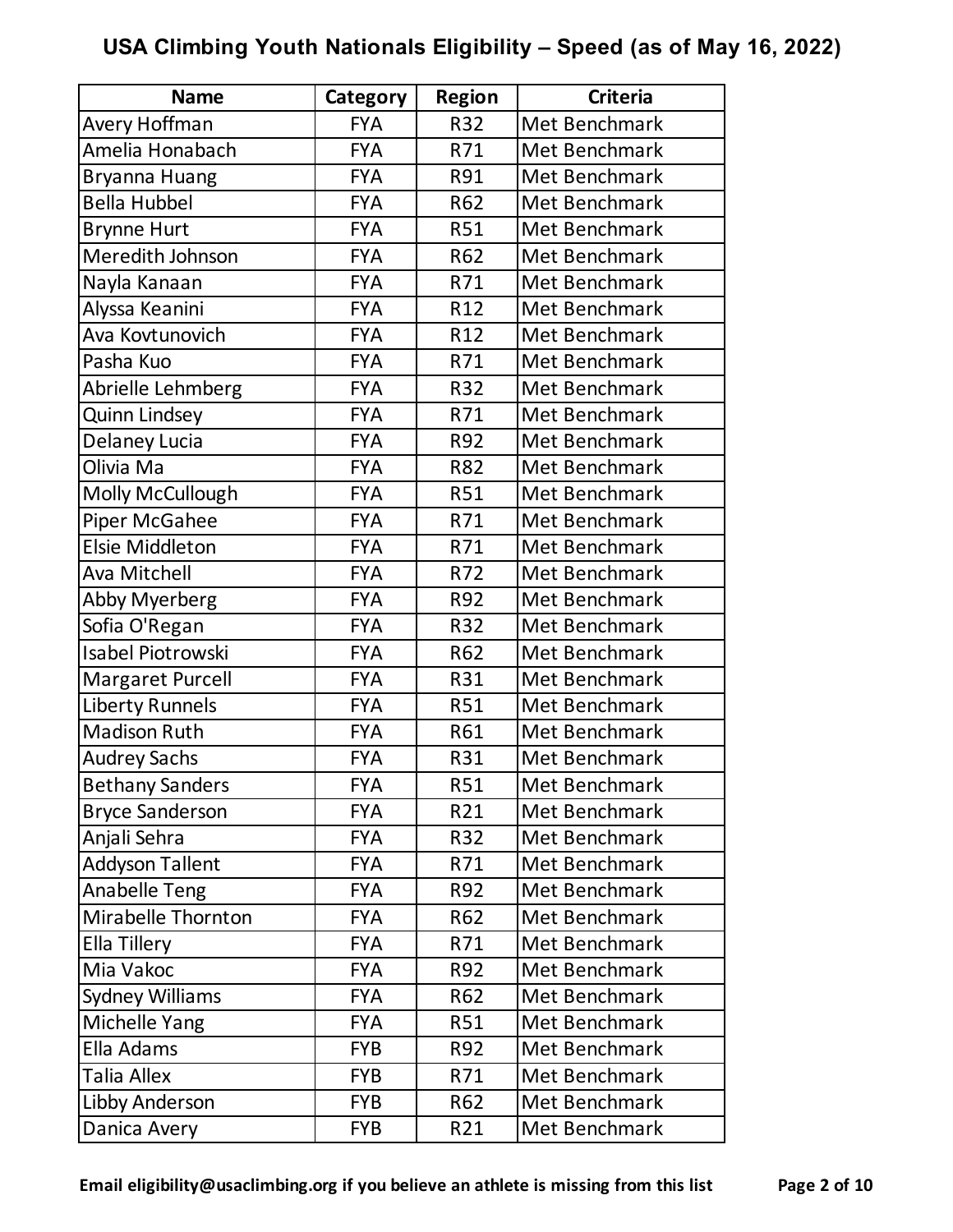# USA Climbing Youth Nationals Eligibility – Speed (as of May 16, 2022)

| Name | Category | Region | Criteria |
|---|---|---|---|
| Avery Hoffman | FYA | R32 | Met Benchmark |
| Amelia Honabach | FYA | R71 | Met Benchmark |
| Bryanna Huang | FYA | R91 | Met Benchmark |
| Bella Hubbel | FYA | R62 | Met Benchmark |
| Brynne Hurt | FYA | R51 | Met Benchmark |
| Meredith Johnson | FYA | R62 | Met Benchmark |
| Nayla Kanaan | FYA | R71 | Met Benchmark |
| Alyssa Keanini | FYA | R12 | Met Benchmark |
| Ava Kovtunovich | FYA | R12 | Met Benchmark |
| Pasha Kuo | FYA | R71 | Met Benchmark |
| Abrielle Lehmberg | FYA | R32 | Met Benchmark |
| Quinn Lindsey | FYA | R71 | Met Benchmark |
| Delaney Lucia | FYA | R92 | Met Benchmark |
| Olivia Ma | FYA | R82 | Met Benchmark |
| Molly McCullough | FYA | R51 | Met Benchmark |
| Piper McGahee | FYA | R71 | Met Benchmark |
| Elsie Middleton | FYA | R71 | Met Benchmark |
| Ava Mitchell | FYA | R72 | Met Benchmark |
| Abby Myerberg | FYA | R92 | Met Benchmark |
| Sofia O'Regan | FYA | R32 | Met Benchmark |
| Isabel Piotrowski | FYA | R62 | Met Benchmark |
| Margaret Purcell | FYA | R31 | Met Benchmark |
| Liberty Runnels | FYA | R51 | Met Benchmark |
| Madison Ruth | FYA | R61 | Met Benchmark |
| Audrey Sachs | FYA | R31 | Met Benchmark |
| Bethany Sanders | FYA | R51 | Met Benchmark |
| Bryce Sanderson | FYA | R21 | Met Benchmark |
| Anjali Sehra | FYA | R32 | Met Benchmark |
| Addyson Tallent | FYA | R71 | Met Benchmark |
| Anabelle Teng | FYA | R92 | Met Benchmark |
| Mirabelle Thornton | FYA | R62 | Met Benchmark |
| Ella Tillery | FYA | R71 | Met Benchmark |
| Mia Vakoc | FYA | R92 | Met Benchmark |
| Sydney Williams | FYA | R62 | Met Benchmark |
| Michelle Yang | FYA | R51 | Met Benchmark |
| Ella Adams | FYB | R92 | Met Benchmark |
| Talia Allex | FYB | R71 | Met Benchmark |
| Libby Anderson | FYB | R62 | Met Benchmark |
| Danica Avery | FYB | R21 | Met Benchmark |

**Email eligibility@usaclimbing.org if you believe an athlete is missing from this list**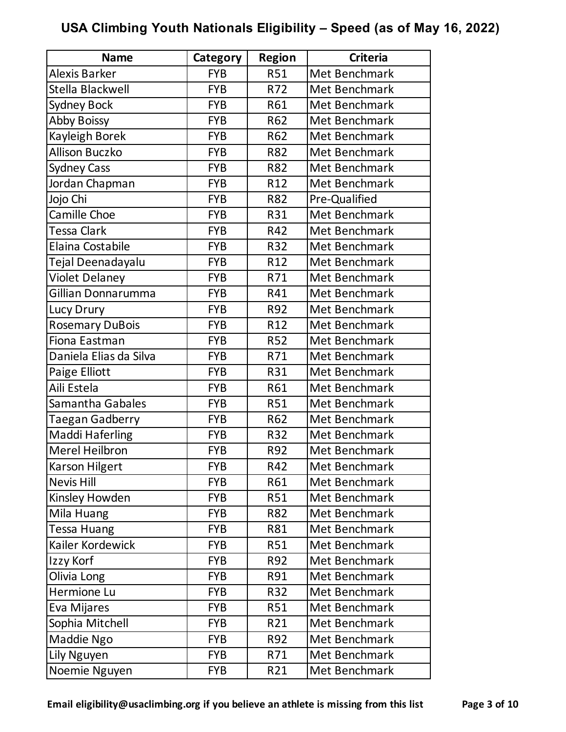# USA Climbing Youth Nationals Eligibility – Speed (as of May 16, 2022)

| Name | Category | Region | Criteria |
|---|---|---|---|
| Alexis Barker | FYB | R51 | Met Benchmark |
| Stella Blackwell | FYB | R72 | Met Benchmark |
| Sydney Bock | FYB | R61 | Met Benchmark |
| Abby Boissy | FYB | R62 | Met Benchmark |
| Kayleigh Borek | FYB | R62 | Met Benchmark |
| Allison Buczko | FYB | R82 | Met Benchmark |
| Sydney Cass | FYB | R82 | Met Benchmark |
| Jordan Chapman | FYB | R12 | Met Benchmark |
| Jojo Chi | FYB | R82 | Pre-Qualified |
| Camille Choe | FYB | R31 | Met Benchmark |
| Tessa Clark | FYB | R42 | Met Benchmark |
| Elaina Costabile | FYB | R32 | Met Benchmark |
| Tejal Deenadayalu | FYB | R12 | Met Benchmark |
| Violet Delaney | FYB | R71 | Met Benchmark |
| Gillian Donnarumma | FYB | R41 | Met Benchmark |
| Lucy Drury | FYB | R92 | Met Benchmark |
| Rosemary DuBois | FYB | R12 | Met Benchmark |
| Fiona Eastman | FYB | R52 | Met Benchmark |
| Daniela Elias da Silva | FYB | R71 | Met Benchmark |
| Paige Elliott | FYB | R31 | Met Benchmark |
| Aili Estela | FYB | R61 | Met Benchmark |
| Samantha Gabales | FYB | R51 | Met Benchmark |
| Taegan Gadberry | FYB | R62 | Met Benchmark |
| Maddi Haferling | FYB | R32 | Met Benchmark |
| Merel Heilbron | FYB | R92 | Met Benchmark |
| Karson Hilgert | FYB | R42 | Met Benchmark |
| Nevis Hill | FYB | R61 | Met Benchmark |
| Kinsley Howden | FYB | R51 | Met Benchmark |
| Mila Huang | FYB | R82 | Met Benchmark |
| Tessa Huang | FYB | R81 | Met Benchmark |
| Kailer Kordewick | FYB | R51 | Met Benchmark |
| Izzy Korf | FYB | R92 | Met Benchmark |
| Olivia Long | FYB | R91 | Met Benchmark |
| Hermione Lu | FYB | R32 | Met Benchmark |
| Eva Mijares | FYB | R51 | Met Benchmark |
| Sophia Mitchell | FYB | R21 | Met Benchmark |
| Maddie Ngo | FYB | R92 | Met Benchmark |
| Lily Nguyen | FYB | R71 | Met Benchmark |
| Noemie Nguyen | FYB | R21 | Met Benchmark |

**Email eligibility@usaclimbing.org if you believe an athlete is missing from this list**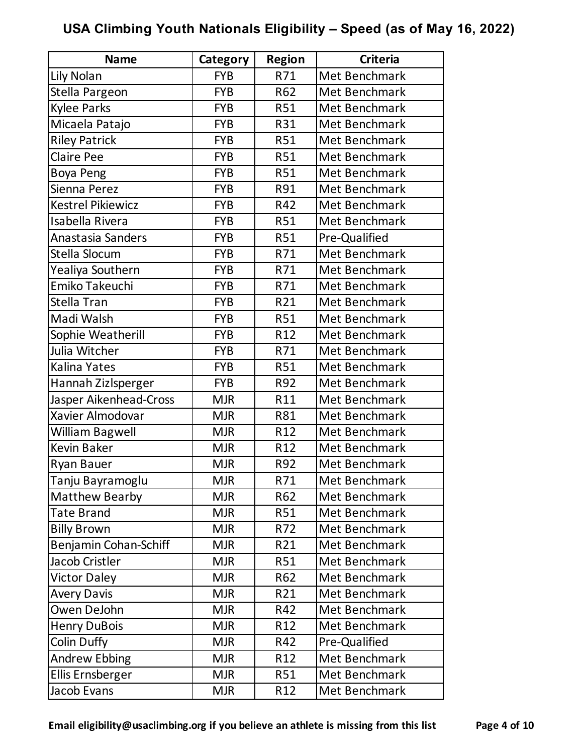# USA Climbing Youth Nationals Eligibility – Speed (as of May 16, 2022)

| Name | Category | Region | Criteria |
|---|---|---|---|
| Lily Nolan | FYB | R71 | Met Benchmark |
| Stella Pargeon | FYB | R62 | Met Benchmark |
| Kylee Parks | FYB | R51 | Met Benchmark |
| Micaela Patajo | FYB | R31 | Met Benchmark |
| Riley Patrick | FYB | R51 | Met Benchmark |
| Claire Pee | FYB | R51 | Met Benchmark |
| Boya Peng | FYB | R51 | Met Benchmark |
| Sienna Perez | FYB | R91 | Met Benchmark |
| Kestrel Pikiewicz | FYB | R42 | Met Benchmark |
| Isabella Rivera | FYB | R51 | Met Benchmark |
| Anastasia Sanders | FYB | R51 | Pre-Qualified |
| Stella Slocum | FYB | R71 | Met Benchmark |
| Yealiya Southern | FYB | R71 | Met Benchmark |
| Emiko Takeuchi | FYB | R71 | Met Benchmark |
| Stella Tran | FYB | R21 | Met Benchmark |
| Madi Walsh | FYB | R51 | Met Benchmark |
| Sophie Weatherill | FYB | R12 | Met Benchmark |
| Julia Witcher | FYB | R71 | Met Benchmark |
| Kalina Yates | FYB | R51 | Met Benchmark |
| Hannah Zizlsperger | FYB | R92 | Met Benchmark |
| Jasper Aikenhead-Cross | MJR | R11 | Met Benchmark |
| Xavier Almodovar | MJR | R81 | Met Benchmark |
| William Bagwell | MJR | R12 | Met Benchmark |
| Kevin Baker | MJR | R12 | Met Benchmark |
| Ryan Bauer | MJR | R92 | Met Benchmark |
| Tanju Bayramoglu | MJR | R71 | Met Benchmark |
| Matthew Bearby | MJR | R62 | Met Benchmark |
| Tate Brand | MJR | R51 | Met Benchmark |
| Billy Brown | MJR | R72 | Met Benchmark |
| Benjamin Cohan-Schiff | MJR | R21 | Met Benchmark |
| Jacob Cristler | MJR | R51 | Met Benchmark |
| Victor Daley | MJR | R62 | Met Benchmark |
| Avery Davis | MJR | R21 | Met Benchmark |
| Owen DeJohn | MJR | R42 | Met Benchmark |
| Henry DuBois | MJR | R12 | Met Benchmark |
| Colin Duffy | MJR | R42 | Pre-Qualified |
| Andrew Ebbing | MJR | R12 | Met Benchmark |
| Ellis Ernsberger | MJR | R51 | Met Benchmark |
| Jacob Evans | MJR | R12 | Met Benchmark |

**Email eligibility@usaclimbing.org if you believe an athlete is missing from this list**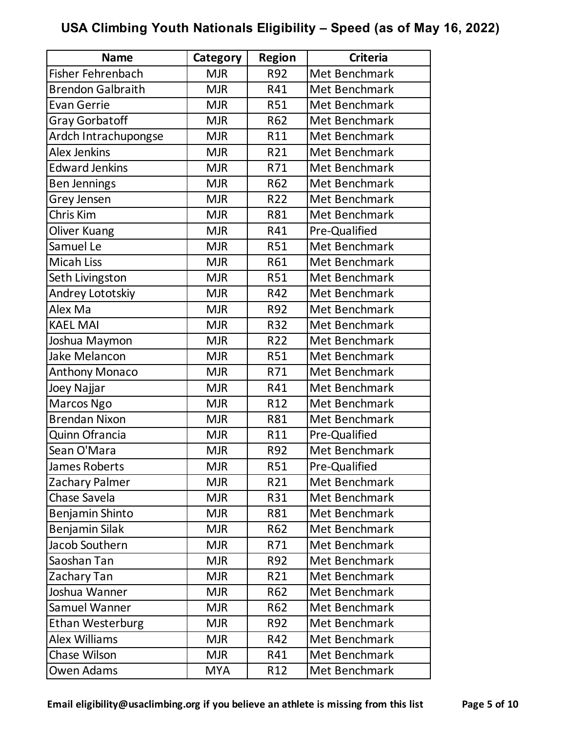# USA Climbing Youth Nationals Eligibility – Speed (as of May 16, 2022)

| Name | Category | Region | Criteria |
|---|---|---|---|
| Fisher Fehrenbach | MJR | R92 | Met Benchmark |
| Brendon Galbraith | MJR | R41 | Met Benchmark |
| Evan Gerrie | MJR | R51 | Met Benchmark |
| Gray Gorbatoff | MJR | R62 | Met Benchmark |
| Ardch Intrachupongse | MJR | R11 | Met Benchmark |
| Alex Jenkins | MJR | R21 | Met Benchmark |
| Edward Jenkins | MJR | R71 | Met Benchmark |
| Ben Jennings | MJR | R62 | Met Benchmark |
| Grey Jensen | MJR | R22 | Met Benchmark |
| Chris Kim | MJR | R81 | Met Benchmark |
| Oliver Kuang | MJR | R41 | Pre-Qualified |
| Samuel Le | MJR | R51 | Met Benchmark |
| Micah Liss | MJR | R61 | Met Benchmark |
| Seth Livingston | MJR | R51 | Met Benchmark |
| Andrey Lototskiy | MJR | R42 | Met Benchmark |
| Alex Ma | MJR | R92 | Met Benchmark |
| KAEL MAI | MJR | R32 | Met Benchmark |
| Joshua Maymon | MJR | R22 | Met Benchmark |
| Jake Melancon | MJR | R51 | Met Benchmark |
| Anthony Monaco | MJR | R71 | Met Benchmark |
| Joey Najjar | MJR | R41 | Met Benchmark |
| Marcos Ngo | MJR | R12 | Met Benchmark |
| Brendan Nixon | MJR | R81 | Met Benchmark |
| Quinn Ofrancia | MJR | R11 | Pre-Qualified |
| Sean O'Mara | MJR | R92 | Met Benchmark |
| James Roberts | MJR | R51 | Pre-Qualified |
| Zachary Palmer | MJR | R21 | Met Benchmark |
| Chase Savela | MJR | R31 | Met Benchmark |
| Benjamin Shinto | MJR | R81 | Met Benchmark |
| Benjamin Silak | MJR | R62 | Met Benchmark |
| Jacob Southern | MJR | R71 | Met Benchmark |
| Saoshan Tan | MJR | R92 | Met Benchmark |
| Zachary Tan | MJR | R21 | Met Benchmark |
| Joshua Wanner | MJR | R62 | Met Benchmark |
| Samuel Wanner | MJR | R62 | Met Benchmark |
| Ethan Westerburg | MJR | R92 | Met Benchmark |
| Alex Williams | MJR | R42 | Met Benchmark |
| Chase Wilson | MJR | R41 | Met Benchmark |
| Owen Adams | MYA | R12 | Met Benchmark |

**Email eligibility@usaclimbing.org if you believe an athlete is missing from this list**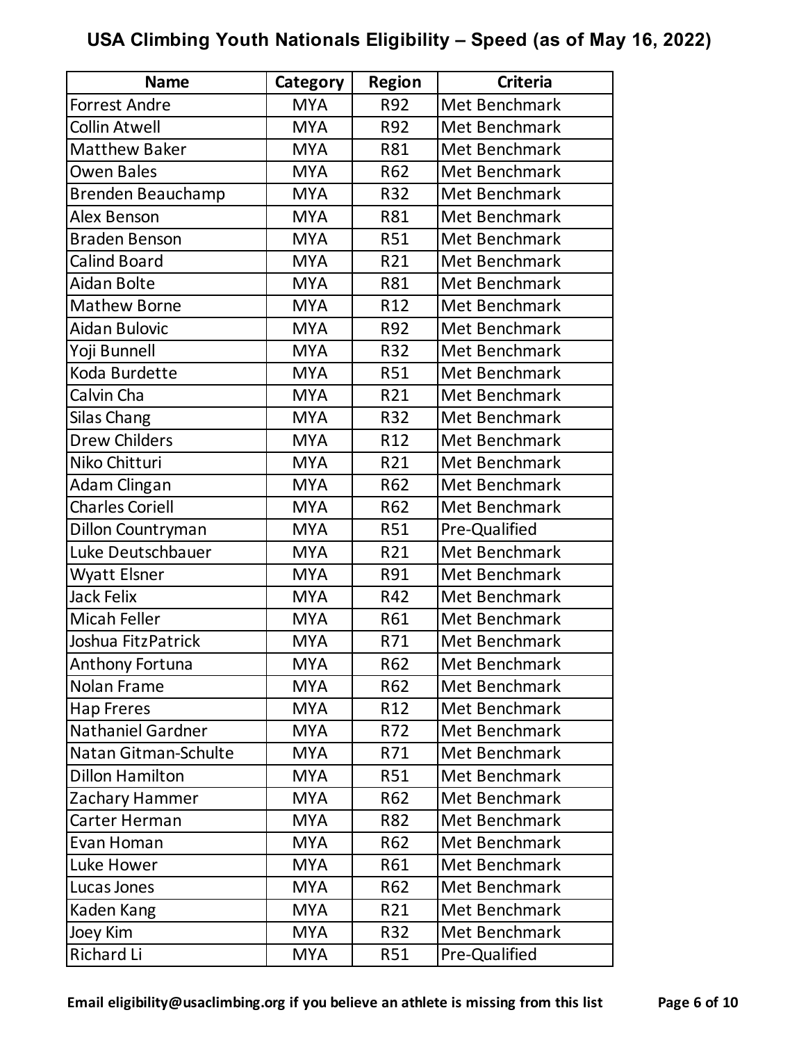# USA Climbing Youth Nationals Eligibility – Speed (as of May 16, 2022)

| Name | Category | Region | Criteria |
|---|---|---|---|
| Forrest Andre | MYA | R92 | Met Benchmark |
| Collin Atwell | MYA | R92 | Met Benchmark |
| Matthew Baker | MYA | R81 | Met Benchmark |
| Owen Bales | MYA | R62 | Met Benchmark |
| Brenden Beauchamp | MYA | R32 | Met Benchmark |
| Alex Benson | MYA | R81 | Met Benchmark |
| Braden Benson | MYA | R51 | Met Benchmark |
| Calind Board | MYA | R21 | Met Benchmark |
| Aidan Bolte | MYA | R81 | Met Benchmark |
| Mathew Borne | MYA | R12 | Met Benchmark |
| Aidan Bulovic | MYA | R92 | Met Benchmark |
| Yoji Bunnell | MYA | R32 | Met Benchmark |
| Koda Burdette | MYA | R51 | Met Benchmark |
| Calvin Cha | MYA | R21 | Met Benchmark |
| Silas Chang | MYA | R32 | Met Benchmark |
| Drew Childers | MYA | R12 | Met Benchmark |
| Niko Chitturi | MYA | R21 | Met Benchmark |
| Adam Clingan | MYA | R62 | Met Benchmark |
| Charles Coriell | MYA | R62 | Met Benchmark |
| Dillon Countryman | MYA | R51 | Pre-Qualified |
| Luke Deutschbauer | MYA | R21 | Met Benchmark |
| Wyatt Elsner | MYA | R91 | Met Benchmark |
| Jack Felix | MYA | R42 | Met Benchmark |
| Micah Feller | MYA | R61 | Met Benchmark |
| Joshua FitzPatrick | MYA | R71 | Met Benchmark |
| Anthony Fortuna | MYA | R62 | Met Benchmark |
| Nolan Frame | MYA | R62 | Met Benchmark |
| Hap Freres | MYA | R12 | Met Benchmark |
| Nathaniel Gardner | MYA | R72 | Met Benchmark |
| Natan Gitman-Schulte | MYA | R71 | Met Benchmark |
| Dillon Hamilton | MYA | R51 | Met Benchmark |
| Zachary Hammer | MYA | R62 | Met Benchmark |
| Carter Herman | MYA | R82 | Met Benchmark |
| Evan Homan | MYA | R62 | Met Benchmark |
| Luke Hower | MYA | R61 | Met Benchmark |
| Lucas Jones | MYA | R62 | Met Benchmark |
| Kaden Kang | MYA | R21 | Met Benchmark |
| Joey Kim | MYA | R32 | Met Benchmark |
| Richard Li | MYA | R51 | Pre-Qualified |

**Email eligibility@usaclimbing.org if you believe an athlete is missing from this list**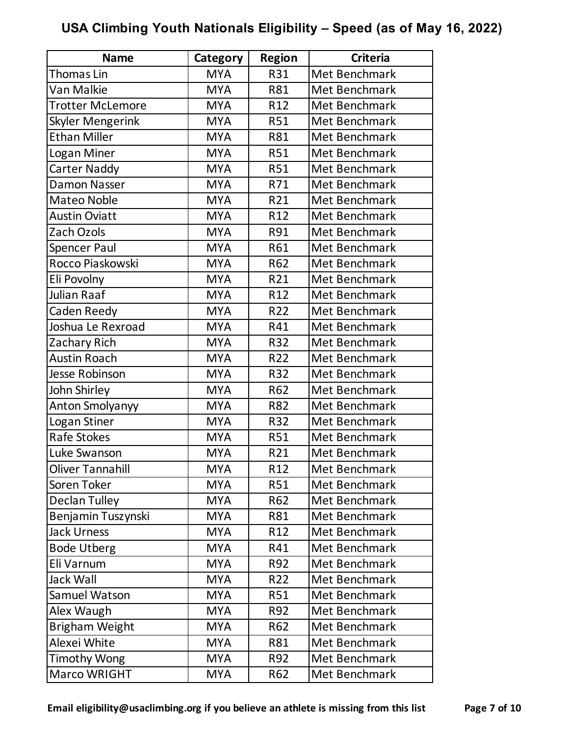# USA Climbing Youth Nationals Eligibility – Speed (as of May 16, 2022)

| Name | Category | Region | Criteria |
|---|---|---|---|
| Thomas Lin | MYA | R31 | Met Benchmark |
| Van Malkie | MYA | R81 | Met Benchmark |
| Trotter McLemore | MYA | R12 | Met Benchmark |
| Skyler Mengerink | MYA | R51 | Met Benchmark |
| Ethan Miller | MYA | R81 | Met Benchmark |
| Logan Miner | MYA | R51 | Met Benchmark |
| Carter Naddy | MYA | R51 | Met Benchmark |
| Damon Nasser | MYA | R71 | Met Benchmark |
| Mateo Noble | MYA | R21 | Met Benchmark |
| Austin Oviatt | MYA | R12 | Met Benchmark |
| Zach Ozols | MYA | R91 | Met Benchmark |
| Spencer Paul | MYA | R61 | Met Benchmark |
| Rocco Piaskowski | MYA | R62 | Met Benchmark |
| Eli Povolny | MYA | R21 | Met Benchmark |
| Julian Raaf | MYA | R12 | Met Benchmark |
| Caden Reedy | MYA | R22 | Met Benchmark |
| Joshua Le Rexroad | MYA | R41 | Met Benchmark |
| Zachary Rich | MYA | R32 | Met Benchmark |
| Austin Roach | MYA | R22 | Met Benchmark |
| Jesse Robinson | MYA | R32 | Met Benchmark |
| John Shirley | MYA | R62 | Met Benchmark |
| Anton Smolyanyy | MYA | R82 | Met Benchmark |
| Logan Stiner | MYA | R32 | Met Benchmark |
| Rafe Stokes | MYA | R51 | Met Benchmark |
| Luke Swanson | MYA | R21 | Met Benchmark |
| Oliver Tannahill | MYA | R12 | Met Benchmark |
| Soren Toker | MYA | R51 | Met Benchmark |
| Declan Tulley | MYA | R62 | Met Benchmark |
| Benjamin Tuszynski | MYA | R81 | Met Benchmark |
| Jack Urness | MYA | R12 | Met Benchmark |
| Bode Utberg | MYA | R41 | Met Benchmark |
| Eli Varnum | MYA | R92 | Met Benchmark |
| Jack Wall | MYA | R22 | Met Benchmark |
| Samuel Watson | MYA | R51 | Met Benchmark |
| Alex Waugh | MYA | R92 | Met Benchmark |
| Brigham Weight | MYA | R62 | Met Benchmark |
| Alexei White | MYA | R81 | Met Benchmark |
| Timothy Wong | MYA | R92 | Met Benchmark |
| Marco WRIGHT | MYA | R62 | Met Benchmark |

**Email eligibility@usaclimbing.org if you believe an athlete is missing from this list**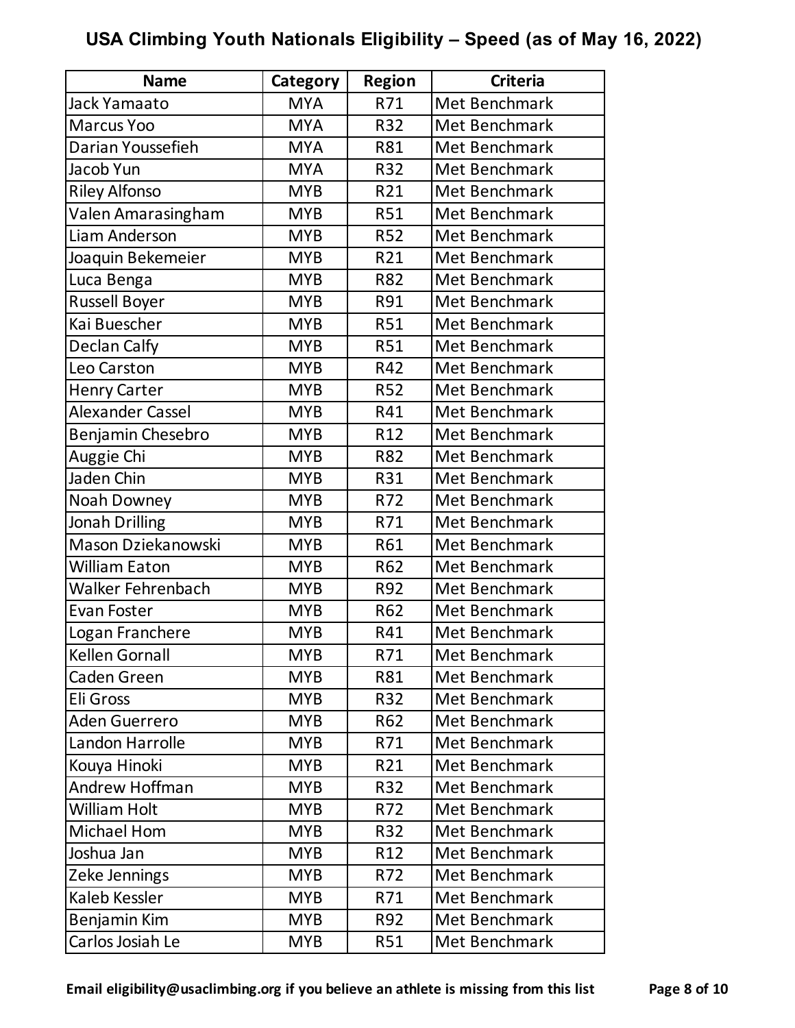# USA Climbing Youth Nationals Eligibility – Speed (as of May 16, 2022)

| Name | Category | Region | Criteria |
|---|---|---|---|
| Jack Yamaato | MYA | R71 | Met Benchmark |
| Marcus Yoo | MYA | R32 | Met Benchmark |
| Darian Youssefieh | MYA | R81 | Met Benchmark |
| Jacob Yun | MYA | R32 | Met Benchmark |
| Riley Alfonso | MYB | R21 | Met Benchmark |
| Valen Amarasingham | MYB | R51 | Met Benchmark |
| Liam Anderson | MYB | R52 | Met Benchmark |
| Joaquin Bekemeier | MYB | R21 | Met Benchmark |
| Luca Benga | MYB | R82 | Met Benchmark |
| Russell Boyer | MYB | R91 | Met Benchmark |
| Kai Buescher | MYB | R51 | Met Benchmark |
| Declan Calfy | MYB | R51 | Met Benchmark |
| Leo Carston | MYB | R42 | Met Benchmark |
| Henry Carter | MYB | R52 | Met Benchmark |
| Alexander Cassel | MYB | R41 | Met Benchmark |
| Benjamin Chesebro | MYB | R12 | Met Benchmark |
| Auggie Chi | MYB | R82 | Met Benchmark |
| Jaden Chin | MYB | R31 | Met Benchmark |
| Noah Downey | MYB | R72 | Met Benchmark |
| Jonah Drilling | MYB | R71 | Met Benchmark |
| Mason Dziekanowski | MYB | R61 | Met Benchmark |
| William Eaton | MYB | R62 | Met Benchmark |
| Walker Fehrenbach | MYB | R92 | Met Benchmark |
| Evan Foster | MYB | R62 | Met Benchmark |
| Logan Franchere | MYB | R41 | Met Benchmark |
| Kellen Gornall | MYB | R71 | Met Benchmark |
| Caden Green | MYB | R81 | Met Benchmark |
| Eli Gross | MYB | R32 | Met Benchmark |
| Aden Guerrero | MYB | R62 | Met Benchmark |
| Landon Harrolle | MYB | R71 | Met Benchmark |
| Kouya Hinoki | MYB | R21 | Met Benchmark |
| Andrew Hoffman | MYB | R32 | Met Benchmark |
| William Holt | MYB | R72 | Met Benchmark |
| Michael Hom | MYB | R32 | Met Benchmark |
| Joshua Jan | MYB | R12 | Met Benchmark |
| Zeke Jennings | MYB | R72 | Met Benchmark |
| Kaleb Kessler | MYB | R71 | Met Benchmark |
| Benjamin Kim | MYB | R92 | Met Benchmark |
| Carlos Josiah Le | MYB | R51 | Met Benchmark |

**Email eligibility@usaclimbing.org if you believe an athlete is missing from this list**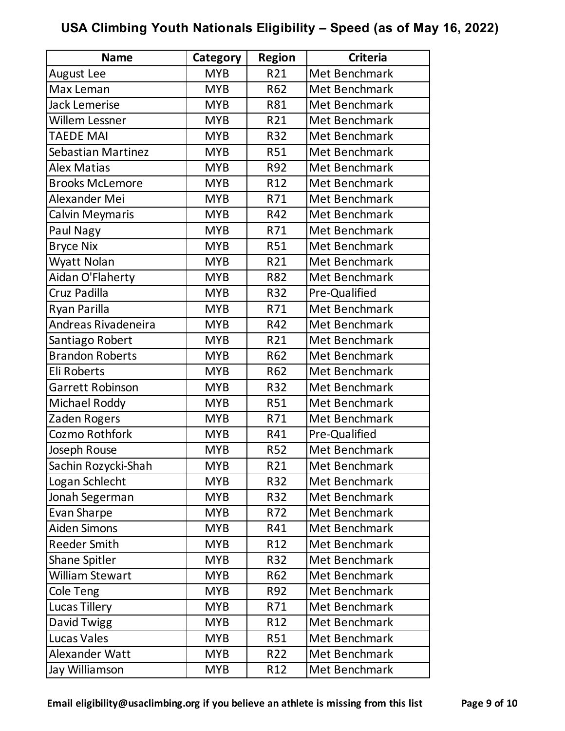# USA Climbing Youth Nationals Eligibility – Speed (as of May 16, 2022)

| Name | Category | Region | Criteria |
|---|---|---|---|
| August Lee | MYB | R21 | Met Benchmark |
| Max Leman | MYB | R62 | Met Benchmark |
| Jack Lemerise | MYB | R81 | Met Benchmark |
| Willem Lessner | MYB | R21 | Met Benchmark |
| TAEDE MAI | MYB | R32 | Met Benchmark |
| Sebastian Martinez | MYB | R51 | Met Benchmark |
| Alex Matias | MYB | R92 | Met Benchmark |
| Brooks McLemore | MYB | R12 | Met Benchmark |
| Alexander Mei | MYB | R71 | Met Benchmark |
| Calvin Meymaris | MYB | R42 | Met Benchmark |
| Paul Nagy | MYB | R71 | Met Benchmark |
| Bryce Nix | MYB | R51 | Met Benchmark |
| Wyatt Nolan | MYB | R21 | Met Benchmark |
| Aidan O'Flaherty | MYB | R82 | Met Benchmark |
| Cruz Padilla | MYB | R32 | Pre-Qualified |
| Ryan Parilla | MYB | R71 | Met Benchmark |
| Andreas Rivadeneira | MYB | R42 | Met Benchmark |
| Santiago Robert | MYB | R21 | Met Benchmark |
| Brandon Roberts | MYB | R62 | Met Benchmark |
| Eli Roberts | MYB | R62 | Met Benchmark |
| Garrett Robinson | MYB | R32 | Met Benchmark |
| Michael Roddy | MYB | R51 | Met Benchmark |
| Zaden Rogers | MYB | R71 | Met Benchmark |
| Cozmo Rothfork | MYB | R41 | Pre-Qualified |
| Joseph Rouse | MYB | R52 | Met Benchmark |
| Sachin Rozycki-Shah | MYB | R21 | Met Benchmark |
| Logan Schlecht | MYB | R32 | Met Benchmark |
| Jonah Segerman | MYB | R32 | Met Benchmark |
| Evan Sharpe | MYB | R72 | Met Benchmark |
| Aiden Simons | MYB | R41 | Met Benchmark |
| Reeder Smith | MYB | R12 | Met Benchmark |
| Shane Spitler | MYB | R32 | Met Benchmark |
| William Stewart | MYB | R62 | Met Benchmark |
| Cole Teng | MYB | R92 | Met Benchmark |
| Lucas Tillery | MYB | R71 | Met Benchmark |
| David Twigg | MYB | R12 | Met Benchmark |
| Lucas Vales | MYB | R51 | Met Benchmark |
| Alexander Watt | MYB | R22 | Met Benchmark |
| Jay Williamson | MYB | R12 | Met Benchmark |

**Email eligibility@usaclimbing.org if you believe an athlete is missing from this list**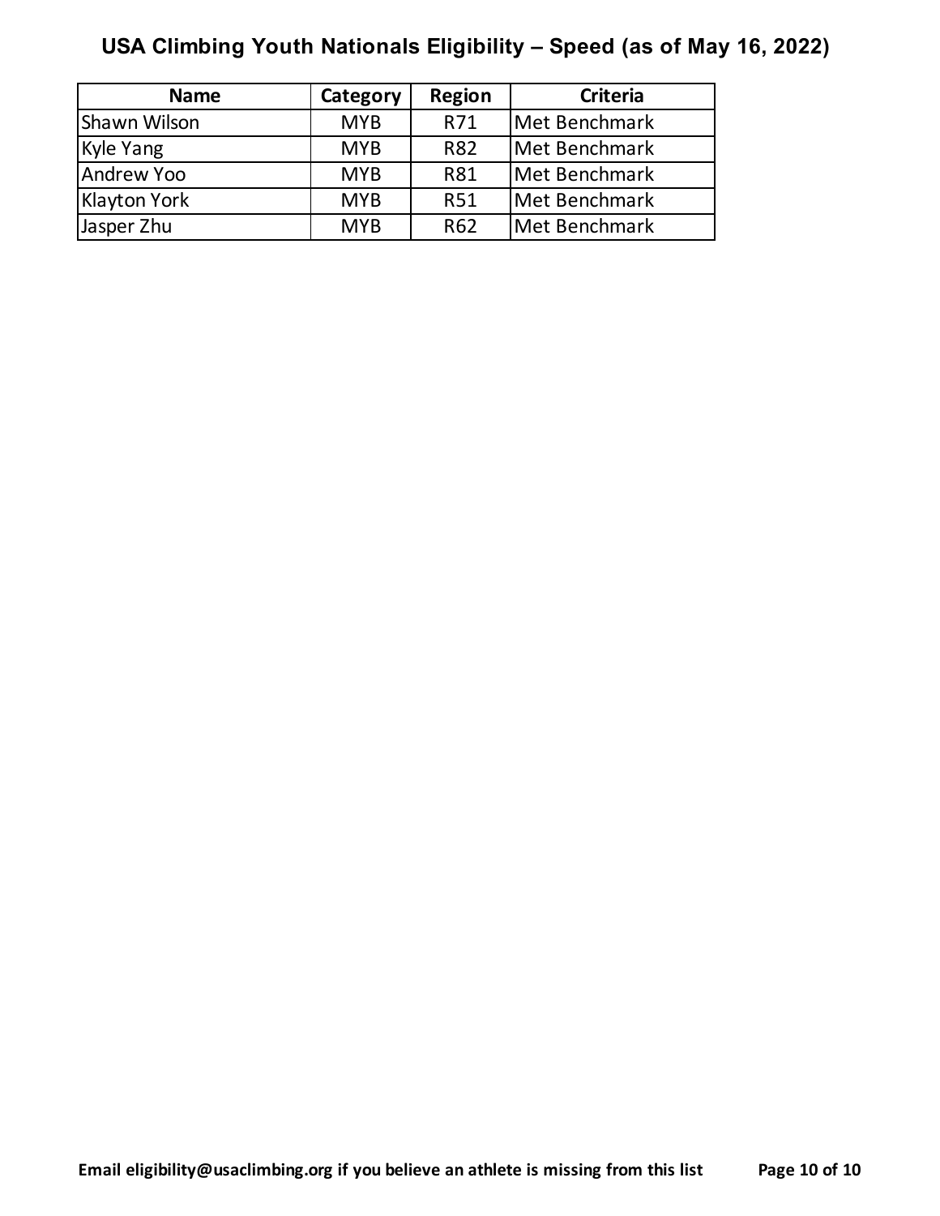## USA Climbing Youth Nationals Eligibility – Speed (as of May 16, 2022)

| Name | Category | Region | Criteria |
|---|---|---|---|
| Shawn Wilson | MYB | R71 | Met Benchmark |
| Kyle Yang | MYB | R82 | Met Benchmark |
| Andrew Yoo | MYB | R81 | Met Benchmark |
| Klayton York | MYB | R51 | Met Benchmark |
| Jasper Zhu | MYB | R62 | Met Benchmark |

**Email eligibility@usaclimbing.org if you believe an athlete is missing from this list**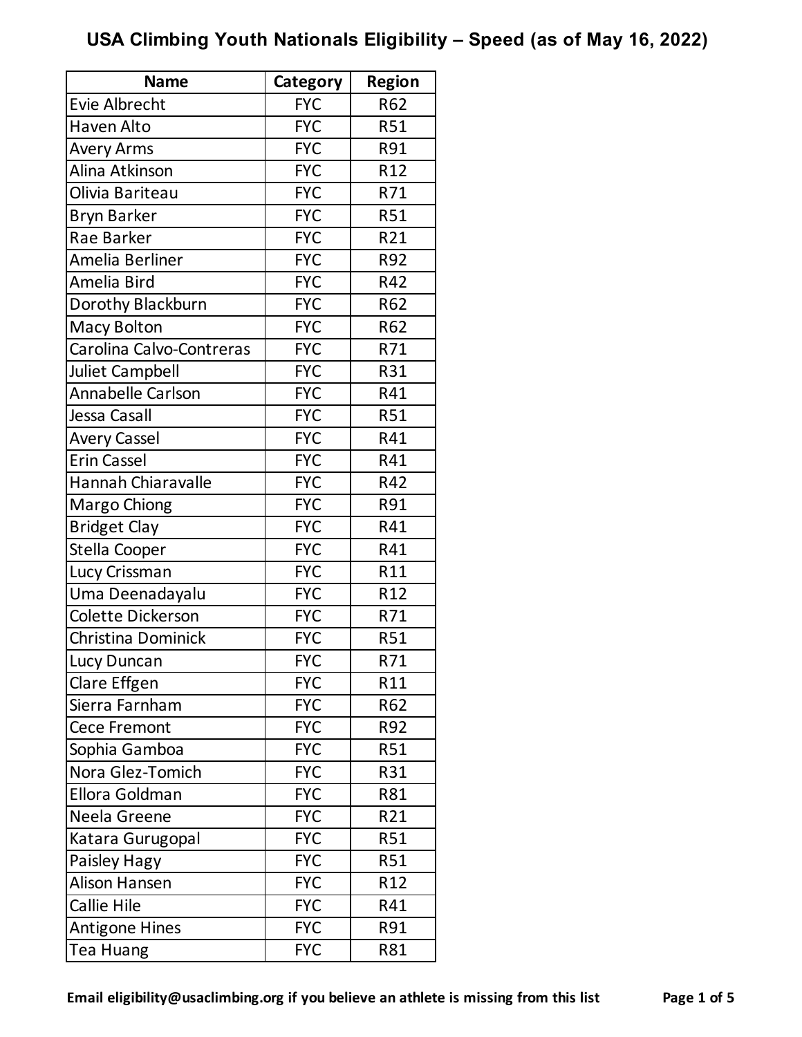# USA Climbing Youth Nationals Eligibility – Speed (as of May 16, 2022)

| Name | Category | Region |
|---|---|---|
| Evie Albrecht | FYC | R62 |
| Haven Alto | FYC | R51 |
| Avery Arms | FYC | R91 |
| Alina Atkinson | FYC | R12 |
| Olivia Bariteau | FYC | R71 |
| Bryn Barker | FYC | R51 |
| Rae Barker | FYC | R21 |
| Amelia Berliner | FYC | R92 |
| Amelia Bird | FYC | R42 |
| Dorothy Blackburn | FYC | R62 |
| Macy Bolton | FYC | R62 |
| Carolina Calvo-Contreras | FYC | R71 |
| Juliet Campbell | FYC | R31 |
| Annabelle Carlson | FYC | R41 |
| Jessa Casall | FYC | R51 |
| Avery Cassel | FYC | R41 |
| Erin Cassel | FYC | R41 |
| Hannah Chiaravalle | FYC | R42 |
| Margo Chiong | FYC | R91 |
| Bridget Clay | FYC | R41 |
| Stella Cooper | FYC | R41 |
| Lucy Crissman | FYC | R11 |
| Uma Deenadayalu | FYC | R12 |
| Colette Dickerson | FYC | R71 |
| Christina Dominick | FYC | R51 |
| Lucy Duncan | FYC | R71 |
| Clare Effgen | FYC | R11 |
| Sierra Farnham | FYC | R62 |
| Cece Fremont | FYC | R92 |
| Sophia Gamboa | FYC | R51 |
| Nora Glez-Tomich | FYC | R31 |
| Ellora Goldman | FYC | R81 |
| Neela Greene | FYC | R21 |
| Katara Gurugopal | FYC | R51 |
| Paisley Hagy | FYC | R51 |
| Alison Hansen | FYC | R12 |
| Callie Hile | FYC | R41 |
| Antigone Hines | FYC | R91 |
| Tea Huang | FYC | R81 |

**Email eligibility@usaclimbing.org if you believe an athlete is missing from this list**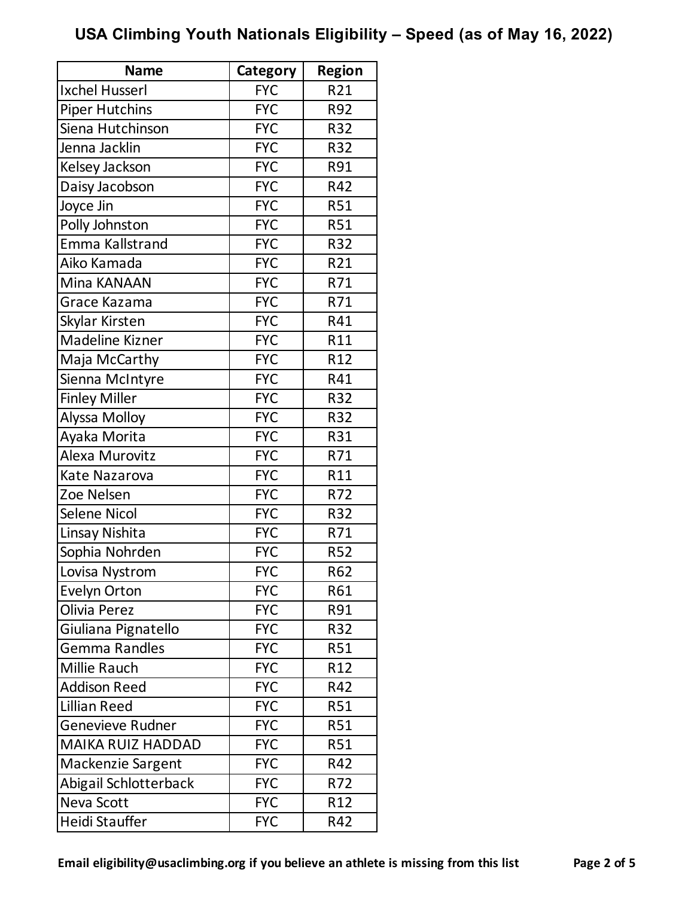# USA Climbing Youth Nationals Eligibility – Speed (as of May 16, 2022)

| Name | Category | Region |
|---|---|---|
| Ixchel Husserl | FYC | R21 |
| Piper Hutchins | FYC | R92 |
| Siena Hutchinson | FYC | R32 |
| Jenna Jacklin | FYC | R32 |
| Kelsey Jackson | FYC | R91 |
| Daisy Jacobson | FYC | R42 |
| Joyce Jin | FYC | R51 |
| Polly Johnston | FYC | R51 |
| Emma Kallstrand | FYC | R32 |
| Aiko Kamada | FYC | R21 |
| Mina KANAAN | FYC | R71 |
| Grace Kazama | FYC | R71 |
| Skylar Kirsten | FYC | R41 |
| Madeline Kizner | FYC | R11 |
| Maja McCarthy | FYC | R12 |
| Sienna McIntyre | FYC | R41 |
| Finley Miller | FYC | R32 |
| Alyssa Molloy | FYC | R32 |
| Ayaka Morita | FYC | R31 |
| Alexa Murovitz | FYC | R71 |
| Kate Nazarova | FYC | R11 |
| Zoe Nelsen | FYC | R72 |
| Selene Nicol | FYC | R32 |
| Linsay Nishita | FYC | R71 |
| Sophia Nohrden | FYC | R52 |
| Lovisa Nystrom | FYC | R62 |
| Evelyn Orton | FYC | R61 |
| Olivia Perez | FYC | R91 |
| Giuliana Pignatello | FYC | R32 |
| Gemma Randles | FYC | R51 |
| Millie Rauch | FYC | R12 |
| Addison Reed | FYC | R42 |
| Lillian Reed | FYC | R51 |
| Genevieve Rudner | FYC | R51 |
| MAIKA RUIZ HADDAD | FYC | R51 |
| Mackenzie Sargent | FYC | R42 |
| Abigail Schlotterback | FYC | R72 |
| Neva Scott | FYC | R12 |
| Heidi Stauffer | FYC | R42 |

**Email eligibility@usaclimbing.org if you believe an athlete is missing from this list**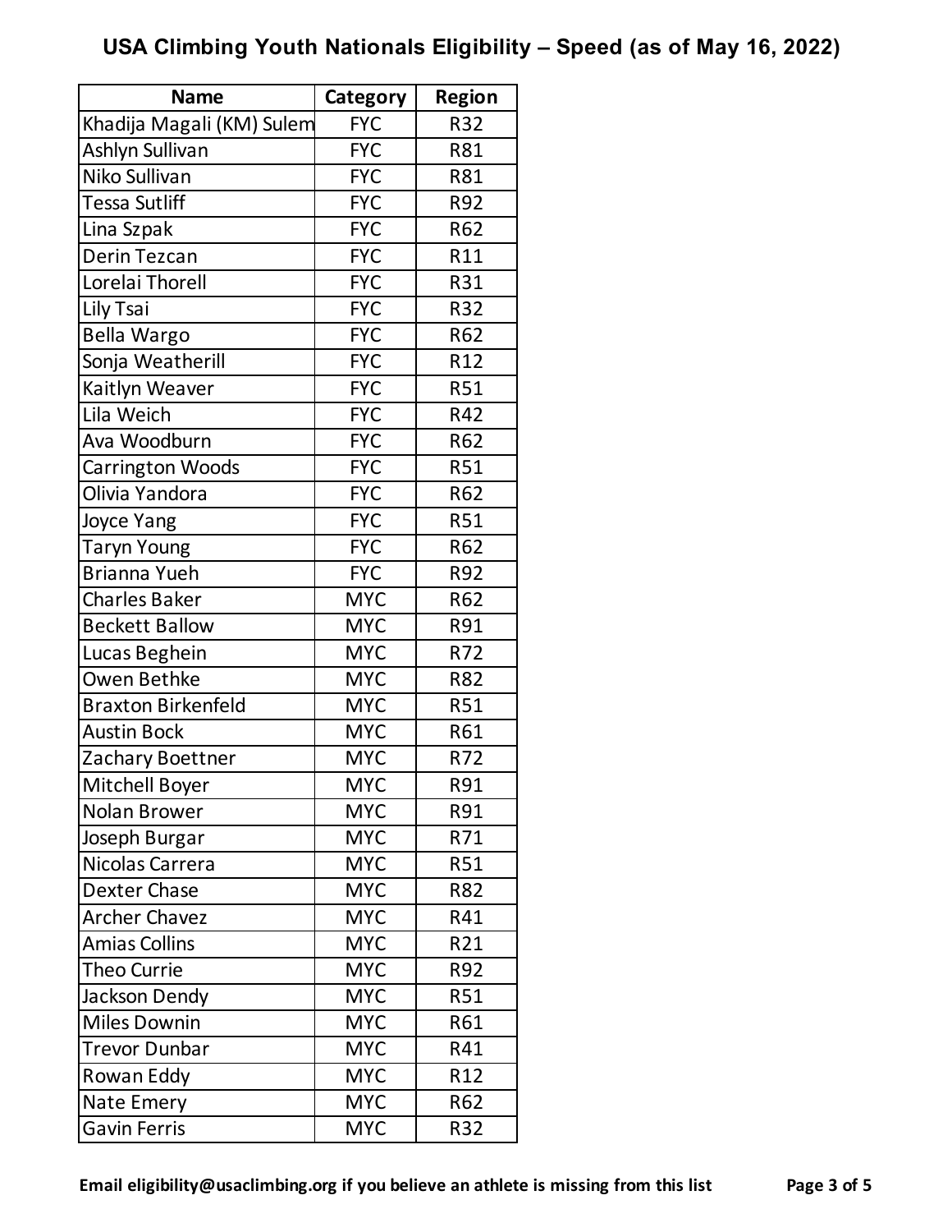# USA Climbing Youth Nationals Eligibility – Speed (as of May 16, 2022)

| Name | Category | Region |
|---|---|---|
| Khadija Magali (KM) Sulem | FYC | R32 |
| Ashlyn Sullivan | FYC | R81 |
| Niko Sullivan | FYC | R81 |
| Tessa Sutliff | FYC | R92 |
| Lina Szpak | FYC | R62 |
| Derin Tezcan | FYC | R11 |
| Lorelai Thorell | FYC | R31 |
| Lily Tsai | FYC | R32 |
| Bella Wargo | FYC | R62 |
| Sonja Weatherill | FYC | R12 |
| Kaitlyn Weaver | FYC | R51 |
| Lila Weich | FYC | R42 |
| Ava Woodburn | FYC | R62 |
| Carrington Woods | FYC | R51 |
| Olivia Yandora | FYC | R62 |
| Joyce Yang | FYC | R51 |
| Taryn Young | FYC | R62 |
| Brianna Yueh | FYC | R92 |
| Charles Baker | MYC | R62 |
| Beckett Ballow | MYC | R91 |
| Lucas Beghein | MYC | R72 |
| Owen Bethke | MYC | R82 |
| Braxton Birkenfeld | MYC | R51 |
| Austin Bock | MYC | R61 |
| Zachary Boettner | MYC | R72 |
| Mitchell Boyer | MYC | R91 |
| Nolan Brower | MYC | R91 |
| Joseph Burgar | MYC | R71 |
| Nicolas Carrera | MYC | R51 |
| Dexter Chase | MYC | R82 |
| Archer Chavez | MYC | R41 |
| Amias Collins | MYC | R21 |
| Theo Currie | MYC | R92 |
| Jackson Dendy | MYC | R51 |
| Miles Downin | MYC | R61 |
| Trevor Dunbar | MYC | R41 |
| Rowan Eddy | MYC | R12 |
| Nate Emery | MYC | R62 |
| Gavin Ferris | MYC | R32 |

**Email eligibility@usaclimbing.org if you believe an athlete is missing from this list**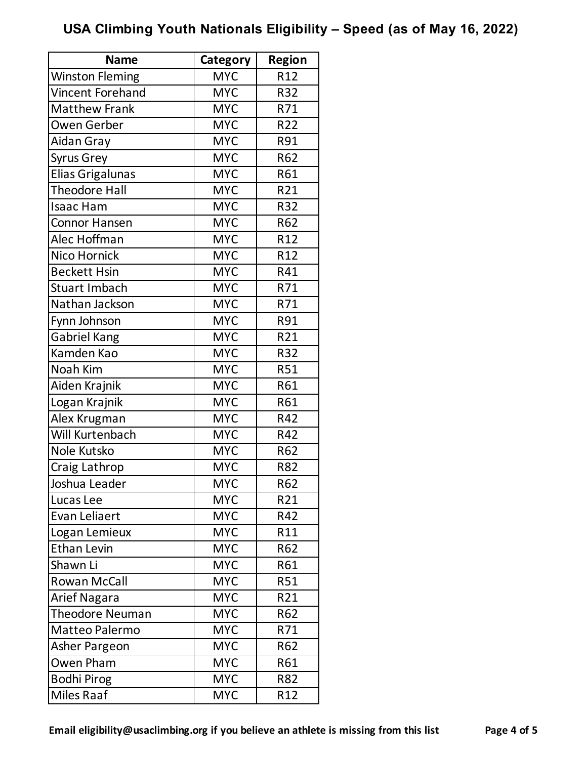# USA Climbing Youth Nationals Eligibility – Speed (as of May 16, 2022)

| Name | Category | Region |
|---|---|---|
| Winston Fleming | MYC | R12 |
| Vincent Forehand | MYC | R32 |
| Matthew Frank | MYC | R71 |
| Owen Gerber | MYC | R22 |
| Aidan Gray | MYC | R91 |
| Syrus Grey | MYC | R62 |
| Elias Grigalunas | MYC | R61 |
| Theodore Hall | MYC | R21 |
| Isaac Ham | MYC | R32 |
| Connor Hansen | MYC | R62 |
| Alec Hoffman | MYC | R12 |
| Nico Hornick | MYC | R12 |
| Beckett Hsin | MYC | R41 |
| Stuart Imbach | MYC | R71 |
| Nathan Jackson | MYC | R71 |
| Fynn Johnson | MYC | R91 |
| Gabriel Kang | MYC | R21 |
| Kamden Kao | MYC | R32 |
| Noah Kim | MYC | R51 |
| Aiden Krajnik | MYC | R61 |
| Logan Krajnik | MYC | R61 |
| Alex Krugman | MYC | R42 |
| Will Kurtenbach | MYC | R42 |
| Nole Kutsko | MYC | R62 |
| Craig Lathrop | MYC | R82 |
| Joshua Leader | MYC | R62 |
| Lucas Lee | MYC | R21 |
| Evan Leliaert | MYC | R42 |
| Logan Lemieux | MYC | R11 |
| Ethan Levin | MYC | R62 |
| Shawn Li | MYC | R61 |
| Rowan McCall | MYC | R51 |
| Arief Nagara | MYC | R21 |
| Theodore Neuman | MYC | R62 |
| Matteo Palermo | MYC | R71 |
| Asher Pargeon | MYC | R62 |
| Owen Pham | MYC | R61 |
| Bodhi Pirog | MYC | R82 |
| Miles Raaf | MYC | R12 |

**Email eligibility@usaclimbing.org if you believe an athlete is missing from this list**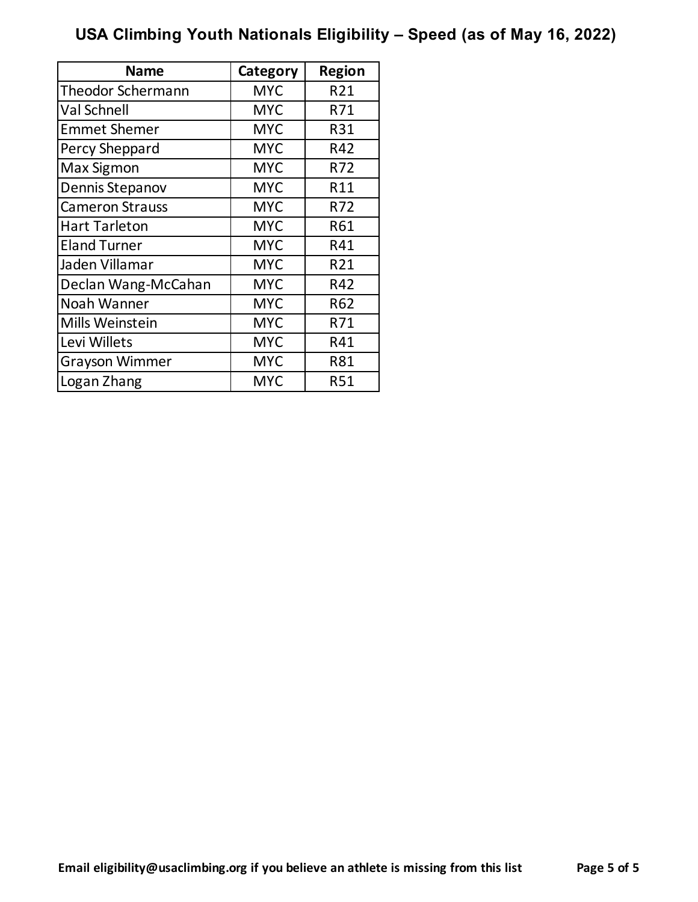# USA Climbing Youth Nationals Eligibility – Speed (as of May 16, 2022)

| Name | Category | Region |
|---|---|---|
| Theodor Schermann | MYC | R21 |
| Val Schnell | MYC | R71 |
| Emmet Shemer | MYC | R31 |
| Percy Sheppard | MYC | R42 |
| Max Sigmon | MYC | R72 |
| Dennis Stepanov | MYC | R11 |
| Cameron Strauss | MYC | R72 |
| Hart Tarleton | MYC | R61 |
| Eland Turner | MYC | R41 |
| Jaden Villamar | MYC | R21 |
| Declan Wang-McCahan | MYC | R42 |
| Noah Wanner | MYC | R62 |
| Mills Weinstein | MYC | R71 |
| Levi Willets | MYC | R41 |
| Grayson Wimmer | MYC | R81 |
| Logan Zhang | MYC | R51 |

**Email eligibility@usaclimbing.org if you believe an athlete is missing from this list**